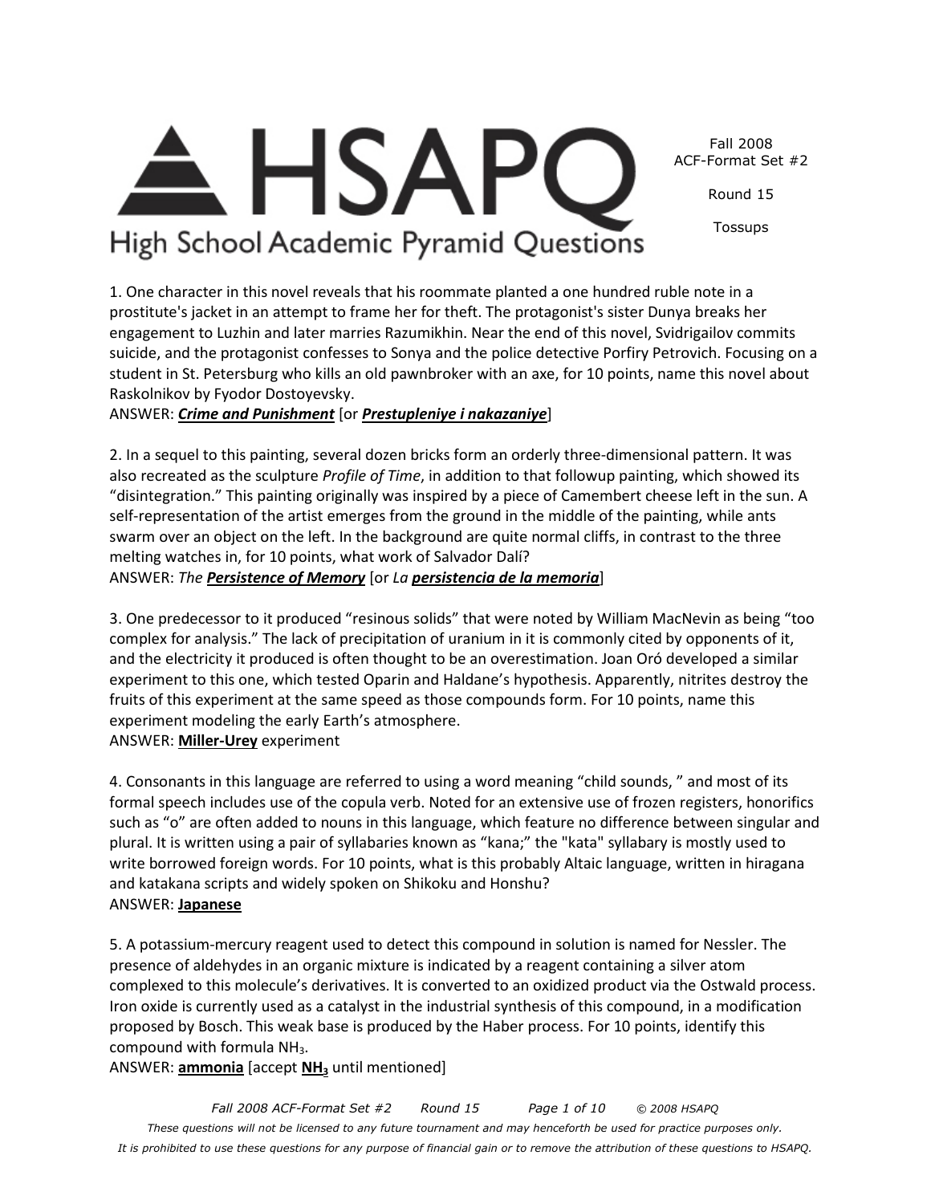# HSAPQ High School Academic Pyramid Questions

Fall 2008
ACF-Format Set #2

Round 15

Tossups

1. One character in this novel reveals that his roommate planted a one hundred ruble note in a prostitute's jacket in an attempt to frame her for theft. The protagonist's sister Dunya breaks her engagement to Luzhin and later marries Razumikhin. Near the end of this novel, Svidrigailov commits suicide, and the protagonist confesses to Sonya and the police detective Porfiry Petrovich. Focusing on a student in St. Petersburg who kills an old pawnbroker with an axe, for 10 points, name this novel about Raskolnikov by Fyodor Dostoyevsky.
ANSWER: ***Crime and Punishment*** [or ***Prestupleniye i nakazaniye***]

2. In a sequel to this painting, several dozen bricks form an orderly three-dimensional pattern. It was also recreated as the sculpture *Profile of Time*, in addition to that followup painting, which showed its "disintegration." This painting originally was inspired by a piece of Camembert cheese left in the sun. A self-representation of the artist emerges from the ground in the middle of the painting, while ants swarm over an object on the left. In the background are quite normal cliffs, in contrast to the three melting watches in, for 10 points, what work of Salvador Dalí?
ANSWER: *The* ***Persistence of Memory*** [or *La* ***persistencia de la memoria***]

3. One predecessor to it produced "resinous solids" that were noted by William MacNevin as being "too complex for analysis." The lack of precipitation of uranium in it is commonly cited by opponents of it, and the electricity it produced is often thought to be an overestimation. Joan Oró developed a similar experiment to this one, which tested Oparin and Haldane's hypothesis. Apparently, nitrites destroy the fruits of this experiment at the same speed as those compounds form. For 10 points, name this experiment modeling the early Earth's atmosphere.
ANSWER: **Miller-Urey** experiment

4. Consonants in this language are referred to using a word meaning "child sounds, " and most of its formal speech includes use of the copula verb. Noted for an extensive use of frozen registers, honorifics such as "o" are often added to nouns in this language, which feature no difference between singular and plural. It is written using a pair of syllabaries known as "kana;" the "kata" syllabary is mostly used to write borrowed foreign words. For 10 points, what is this probably Altaic language, written in hiragana and katakana scripts and widely spoken on Shikoku and Honshu?
ANSWER: **Japanese**

5. A potassium-mercury reagent used to detect this compound in solution is named for Nessler. The presence of aldehydes in an organic mixture is indicated by a reagent containing a silver atom complexed to this molecule's derivatives. It is converted to an oxidized product via the Ostwald process. Iron oxide is currently used as a catalyst in the industrial synthesis of this compound, in a modification proposed by Bosch. This weak base is produced by the Haber process. For 10 points, identify this compound with formula $NH_3$.
ANSWER: **ammonia** [accept **$NH_3$** until mentioned]

*These questions will not be licensed to any future tournament and may henceforth be used for practice purposes only.*
*It is prohibited to use these questions for any purpose of financial gain or to remove the attribution of these questions to HSAPQ.*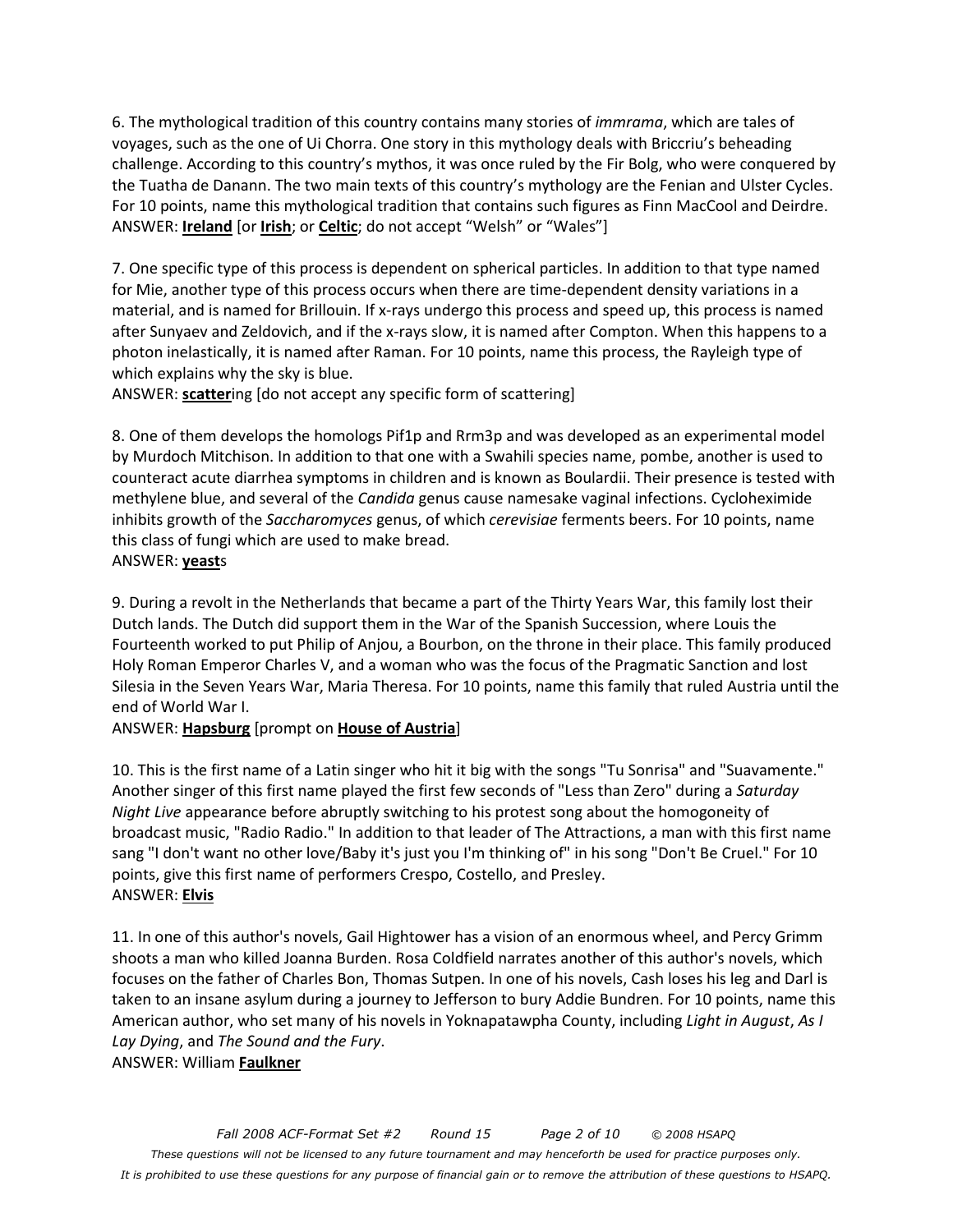6. The mythological tradition of this country contains many stories of *immrama*, which are tales of voyages, such as the one of Ui Chorra. One story in this mythology deals with Briccriu's beheading challenge. According to this country's mythos, it was once ruled by the Fir Bolg, who were conquered by the Tuatha de Danann. The two main texts of this country's mythology are the Fenian and Ulster Cycles. For 10 points, name this mythological tradition that contains such figures as Finn MacCool and Deirdre.
ANSWER: **Ireland** [or **Irish**; or **Celtic**; do not accept "Welsh" or "Wales"]

7. One specific type of this process is dependent on spherical particles. In addition to that type named for Mie, another type of this process occurs when there are time-dependent density variations in a material, and is named for Brillouin. If x-rays undergo this process and speed up, this process is named after Sunyaev and Zeldovich, and if the x-rays slow, it is named after Compton. When this happens to a photon inelastically, it is named after Raman. For 10 points, name this process, the Rayleigh type of which explains why the sky is blue.
ANSWER: **scatter**ing [do not accept any specific form of scattering]

8. One of them develops the homologs Pif1p and Rrm3p and was developed as an experimental model by Murdoch Mitchison. In addition to that one with a Swahili species name, pombe, another is used to counteract acute diarrhea symptoms in children and is known as Boulardii. Their presence is tested with methylene blue, and several of the *Candida* genus cause namesake vaginal infections. Cycloheximide inhibits growth of the *Saccharomyces* genus, of which *cerevisiae* ferments beers. For 10 points, name this class of fungi which are used to make bread.
ANSWER: **yeast**s

9. During a revolt in the Netherlands that became a part of the Thirty Years War, this family lost their Dutch lands. The Dutch did support them in the War of the Spanish Succession, where Louis the Fourteenth worked to put Philip of Anjou, a Bourbon, on the throne in their place. This family produced Holy Roman Emperor Charles V, and a woman who was the focus of the Pragmatic Sanction and lost Silesia in the Seven Years War, Maria Theresa. For 10 points, name this family that ruled Austria until the end of World War I.
ANSWER: **Hapsburg** [prompt on **House of Austria**]

10. This is the first name of a Latin singer who hit it big with the songs "Tu Sonrisa" and "Suavamente." Another singer of this first name played the first few seconds of "Less than Zero" during a *Saturday Night Live* appearance before abruptly switching to his protest song about the homogeneity of broadcast music, "Radio Radio." In addition to that leader of The Attractions, a man with this first name sang "I don't want no other love/Baby it's just you I'm thinking of" in his song "Don't Be Cruel." For 10 points, give this first name of performers Crespo, Costello, and Presley.
ANSWER: **Elvis**

11. In one of this author's novels, Gail Hightower has a vision of an enormous wheel, and Percy Grimm shoots a man who killed Joanna Burden. Rosa Coldfield narrates another of this author's novels, which focuses on the father of Charles Bon, Thomas Sutpen. In one of his novels, Cash loses his leg and Darl is taken to an insane asylum during a journey to Jefferson to bury Addie Bundren. For 10 points, name this American author, who set many of his novels in Yoknapatawpha County, including *Light in August*, *As I Lay Dying*, and *The Sound and the Fury*.
ANSWER: William **Faulkner**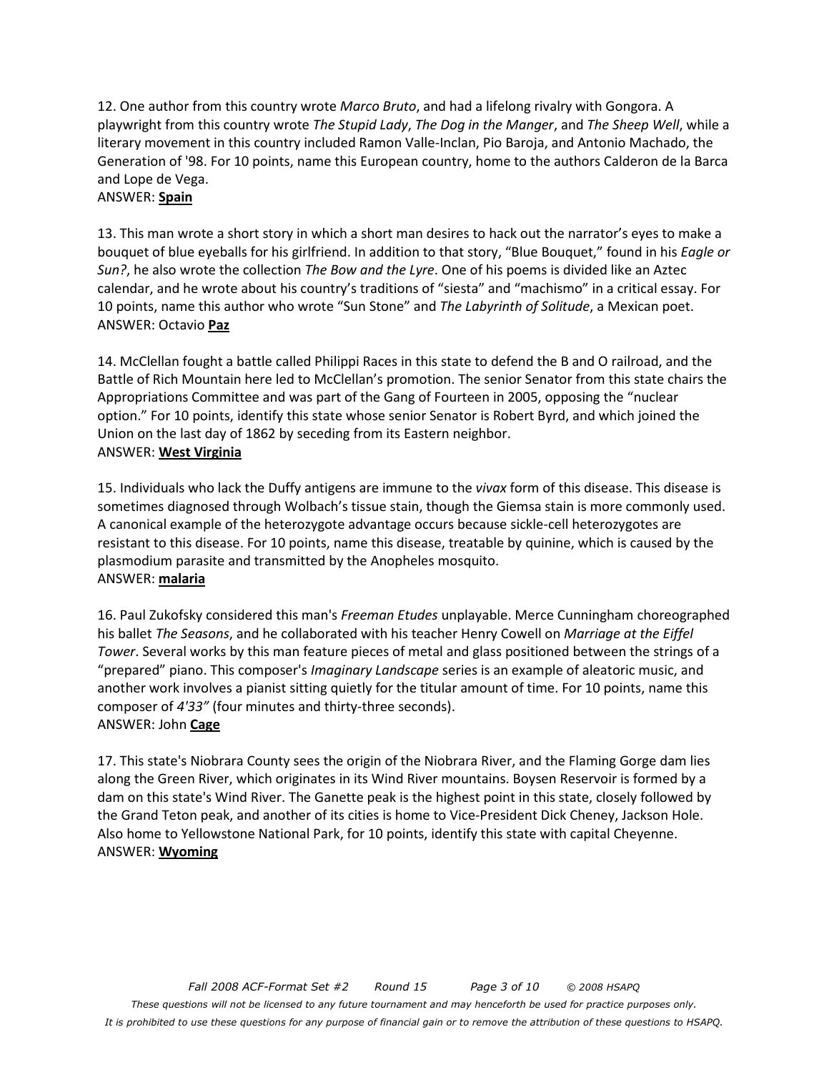12. One author from this country wrote *Marco Bruto*, and had a lifelong rivalry with Gongora. A playwright from this country wrote *The Stupid Lady*, *The Dog in the Manger*, and *The Sheep Well*, while a literary movement in this country included Ramon Valle-Inclan, Pio Baroja, and Antonio Machado, the Generation of '98. For 10 points, name this European country, home to the authors Calderon de la Barca and Lope de Vega.
ANSWER: **Spain**

13. This man wrote a short story in which a short man desires to hack out the narrator's eyes to make a bouquet of blue eyeballs for his girlfriend. In addition to that story, "Blue Bouquet," found in his *Eagle or Sun?*, he also wrote the collection *The Bow and the Lyre*. One of his poems is divided like an Aztec calendar, and he wrote about his country's traditions of "siesta" and "machismo" in a critical essay. For 10 points, name this author who wrote "Sun Stone" and *The Labyrinth of Solitude*, a Mexican poet.
ANSWER: Octavio **Paz**

14. McClellan fought a battle called Philippi Races in this state to defend the B and O railroad, and the Battle of Rich Mountain here led to McClellan's promotion. The senior Senator from this state chairs the Appropriations Committee and was part of the Gang of Fourteen in 2005, opposing the "nuclear option." For 10 points, identify this state whose senior Senator is Robert Byrd, and which joined the Union on the last day of 1862 by seceding from its Eastern neighbor.
ANSWER: **West Virginia**

15. Individuals who lack the Duffy antigens are immune to the *vivax* form of this disease. This disease is sometimes diagnosed through Wolbach's tissue stain, though the Giemsa stain is more commonly used. A canonical example of the heterozygote advantage occurs because sickle-cell heterozygotes are resistant to this disease. For 10 points, name this disease, treatable by quinine, which is caused by the plasmodium parasite and transmitted by the Anopheles mosquito.
ANSWER: **malaria**

16. Paul Zukofsky considered this man's *Freeman Etudes* unplayable. Merce Cunningham choreographed his ballet *The Seasons*, and he collaborated with his teacher Henry Cowell on *Marriage at the Eiffel Tower*. Several works by this man feature pieces of metal and glass positioned between the strings of a "prepared" piano. This composer's *Imaginary Landscape* series is an example of aleatoric music, and another work involves a pianist sitting quietly for the titular amount of time. For 10 points, name this composer of *4'33"* (four minutes and thirty-three seconds).
ANSWER: John **Cage**

17. This state's Niobrara County sees the origin of the Niobrara River, and the Flaming Gorge dam lies along the Green River, which originates in its Wind River mountains. Boysen Reservoir is formed by a dam on this state's Wind River. The Ganette peak is the highest point in this state, closely followed by the Grand Teton peak, and another of its cities is home to Vice-President Dick Cheney, Jackson Hole. Also home to Yellowstone National Park, for 10 points, identify this state with capital Cheyenne.
ANSWER: **Wyoming**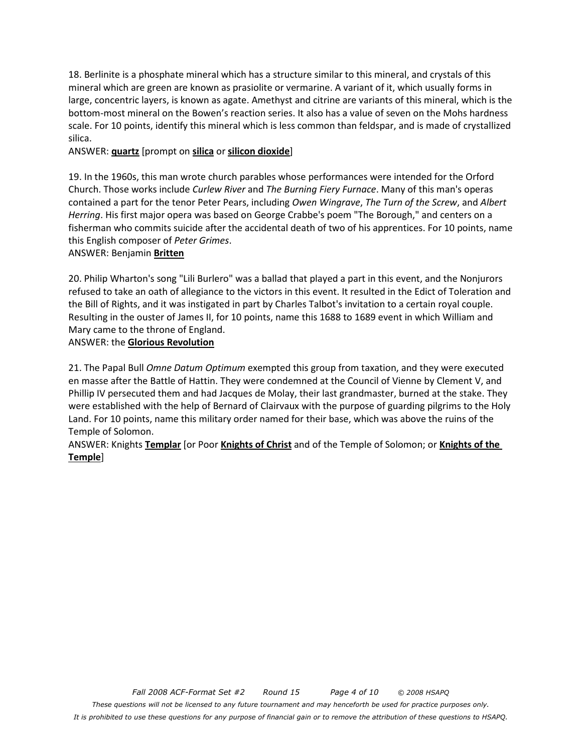18. Berlinite is a phosphate mineral which has a structure similar to this mineral, and crystals of this mineral which are green are known as prasiolite or vermarine. A variant of it, which usually forms in large, concentric layers, is known as agate. Amethyst and citrine are variants of this mineral, which is the bottom-most mineral on the Bowen's reaction series. It also has a value of seven on the Mohs hardness scale. For 10 points, identify this mineral which is less common than feldspar, and is made of crystallized silica.

ANSWER: **quartz** [prompt on **silica** or **silicon dioxide**]

19. In the 1960s, this man wrote church parables whose performances were intended for the Orford Church. Those works include *Curlew River* and *The Burning Fiery Furnace*. Many of this man's operas contained a part for the tenor Peter Pears, including *Owen Wingrave*, *The Turn of the Screw*, and *Albert Herring*. His first major opera was based on George Crabbe's poem "The Borough," and centers on a fisherman who commits suicide after the accidental death of two of his apprentices. For 10 points, name this English composer of *Peter Grimes*.

ANSWER: Benjamin **Britten**

20. Philip Wharton's song "Lili Burlero" was a ballad that played a part in this event, and the Nonjurors refused to take an oath of allegiance to the victors in this event. It resulted in the Edict of Toleration and the Bill of Rights, and it was instigated in part by Charles Talbot's invitation to a certain royal couple. Resulting in the ouster of James II, for 10 points, name this 1688 to 1689 event in which William and Mary came to the throne of England.

ANSWER: the **Glorious Revolution**

21. The Papal Bull *Omne Datum Optimum* exempted this group from taxation, and they were executed en masse after the Battle of Hattin. They were condemned at the Council of Vienne by Clement V, and Phillip IV persecuted them and had Jacques de Molay, their last grandmaster, burned at the stake. They were established with the help of Bernard of Clairvaux with the purpose of guarding pilgrims to the Holy Land. For 10 points, name this military order named for their base, which was above the ruins of the Temple of Solomon.

ANSWER: Knights **Templar** [or Poor **Knights of Christ** and of the Temple of Solomon; or **Knights of the Temple**]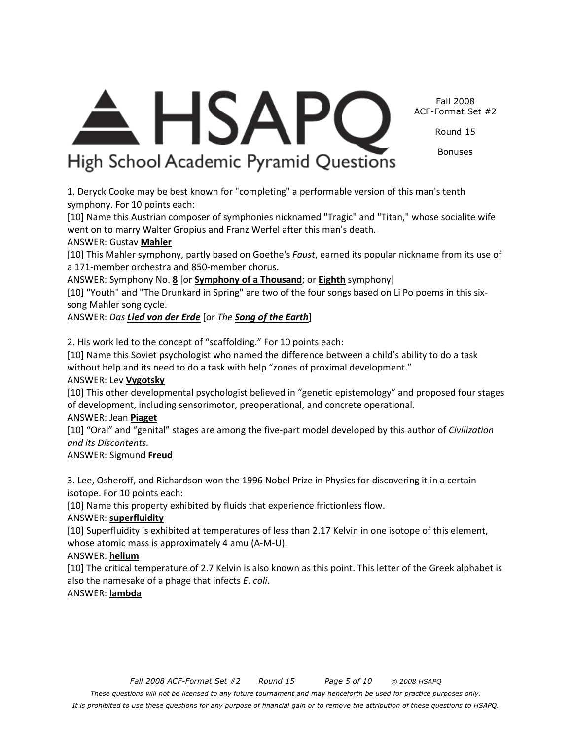1. Deryck Cooke may be best known for "completing" a performable version of this man's tenth symphony. For 10 points each:

[10] Name this Austrian composer of symphonies nicknamed "Tragic" and "Titan," whose socialite wife went on to marry Walter Gropius and Franz Werfel after this man's death.

ANSWER: Gustav **Mahler**

[10] This Mahler symphony, partly based on Goethe's *Faust*, earned its popular nickname from its use of a 171-member orchestra and 850-member chorus.

ANSWER: Symphony No. **8** [or **Symphony of a Thousand**; or **Eighth** symphony]

[10] "Youth" and "The Drunkard in Spring" are two of the four songs based on Li Po poems in this six-song Mahler song cycle.

ANSWER: *Das **Lied von der Erde*** [or *The **Song of the Earth***]

2. His work led to the concept of "scaffolding." For 10 points each:

[10] Name this Soviet psychologist who named the difference between a child's ability to do a task without help and its need to do a task with help "zones of proximal development."

ANSWER: Lev **Vygotsky**

[10] This other developmental psychologist believed in "genetic epistemology" and proposed four stages of development, including sensorimotor, preoperational, and concrete operational.

ANSWER: Jean **Piaget**

[10] "Oral" and "genital" stages are among the five-part model developed by this author of *Civilization and its Discontents.*

ANSWER: Sigmund **Freud**

3. Lee, Osheroff, and Richardson won the 1996 Nobel Prize in Physics for discovering it in a certain isotope. For 10 points each:

[10] Name this property exhibited by fluids that experience frictionless flow.

ANSWER: **superfluidity**

[10] Superfluidity is exhibited at temperatures of less than 2.17 Kelvin in one isotope of this element, whose atomic mass is approximately 4 amu (A-M-U).

ANSWER: **helium**

[10] The critical temperature of 2.7 Kelvin is also known as this point. This letter of the Greek alphabet is also the namesake of a phage that infects *E. coli*.

ANSWER: **lambda**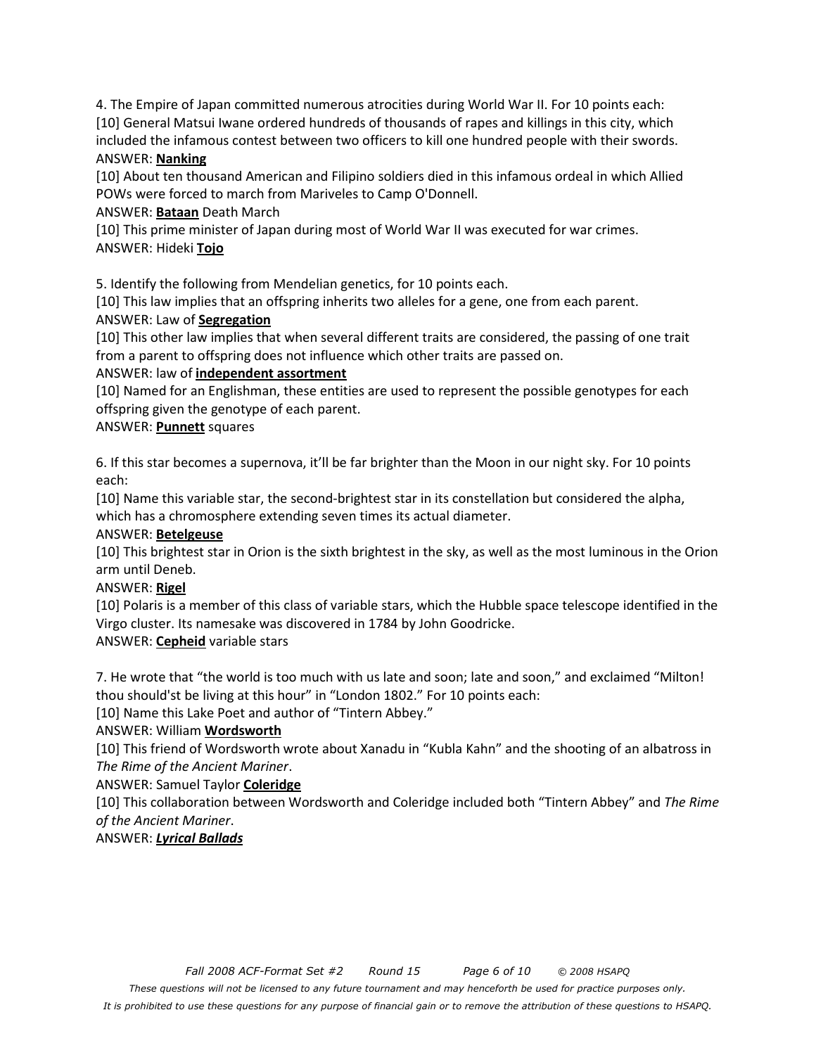4. The Empire of Japan committed numerous atrocities during World War II. For 10 points each:

[10] General Matsui Iwane ordered hundreds of thousands of rapes and killings in this city, which included the infamous contest between two officers to kill one hundred people with their swords.

ANSWER: **Nanking**

[10] About ten thousand American and Filipino soldiers died in this infamous ordeal in which Allied POWs were forced to march from Mariveles to Camp O'Donnell.

ANSWER: **Bataan** Death March

[10] This prime minister of Japan during most of World War II was executed for war crimes.

ANSWER: Hideki **Tojo**

5. Identify the following from Mendelian genetics, for 10 points each.

[10] This law implies that an offspring inherits two alleles for a gene, one from each parent.

ANSWER: Law of **Segregation**

[10] This other law implies that when several different traits are considered, the passing of one trait from a parent to offspring does not influence which other traits are passed on.

ANSWER: law of **independent assortment**

[10] Named for an Englishman, these entities are used to represent the possible genotypes for each offspring given the genotype of each parent.

ANSWER: **Punnett** squares

6. If this star becomes a supernova, it'll be far brighter than the Moon in our night sky. For 10 points each:

[10] Name this variable star, the second-brightest star in its constellation but considered the alpha, which has a chromosphere extending seven times its actual diameter.

ANSWER: **Betelgeuse**

[10] This brightest star in Orion is the sixth brightest in the sky, as well as the most luminous in the Orion arm until Deneb.

ANSWER: **Rigel**

[10] Polaris is a member of this class of variable stars, which the Hubble space telescope identified in the Virgo cluster. Its namesake was discovered in 1784 by John Goodricke.

ANSWER: **Cepheid** variable stars

7. He wrote that "the world is too much with us late and soon; late and soon," and exclaimed "Milton! thou should'st be living at this hour" in "London 1802." For 10 points each:

[10] Name this Lake Poet and author of "Tintern Abbey."

ANSWER: William **Wordsworth**

[10] This friend of Wordsworth wrote about Xanadu in "Kubla Kahn" and the shooting of an albatross in *The Rime of the Ancient Mariner*.

ANSWER: Samuel Taylor **Coleridge**

[10] This collaboration between Wordsworth and Coleridge included both "Tintern Abbey" and *The Rime of the Ancient Mariner*.

ANSWER: ***Lyrical Ballads***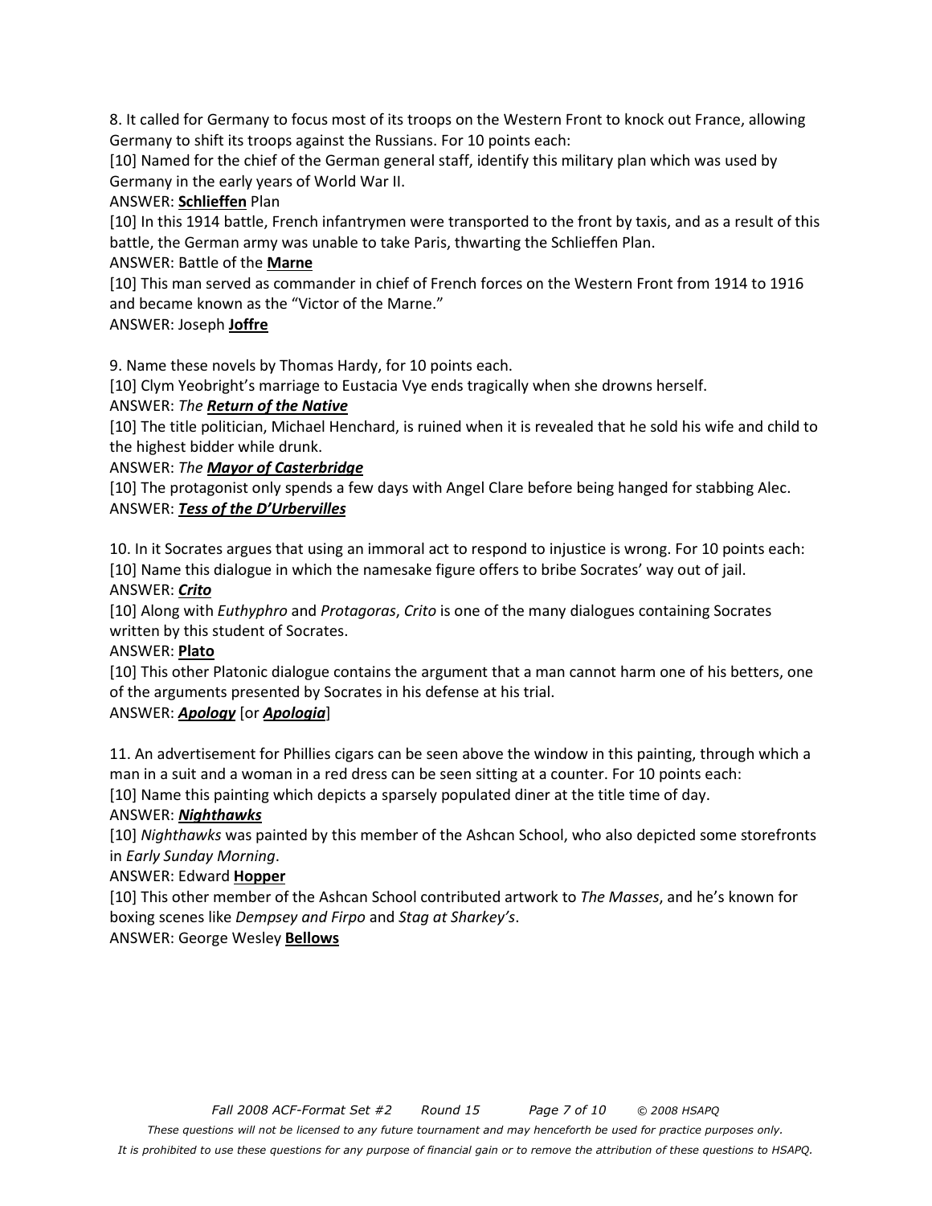8. It called for Germany to focus most of its troops on the Western Front to knock out France, allowing Germany to shift its troops against the Russians. For 10 points each:

[10] Named for the chief of the German general staff, identify this military plan which was used by Germany in the early years of World War II.

ANSWER: **Schlieffen** Plan

[10] In this 1914 battle, French infantrymen were transported to the front by taxis, and as a result of this battle, the German army was unable to take Paris, thwarting the Schlieffen Plan.

ANSWER: Battle of the **Marne**

[10] This man served as commander in chief of French forces on the Western Front from 1914 to 1916 and became known as the "Victor of the Marne."

ANSWER: Joseph **Joffre**

9. Name these novels by Thomas Hardy, for 10 points each.

[10] Clym Yeobright's marriage to Eustacia Vye ends tragically when she drowns herself.

ANSWER: *The* ***Return of the Native***

[10] The title politician, Michael Henchard, is ruined when it is revealed that he sold his wife and child to the highest bidder while drunk.

ANSWER: *The* ***Mayor of Casterbridge***

[10] The protagonist only spends a few days with Angel Clare before being hanged for stabbing Alec.

ANSWER: ***Tess of the D'Urbervilles***

10. In it Socrates argues that using an immoral act to respond to injustice is wrong. For 10 points each:

[10] Name this dialogue in which the namesake figure offers to bribe Socrates' way out of jail.

ANSWER: ***Crito***

[10] Along with *Euthyphro* and *Protagoras*, *Crito* is one of the many dialogues containing Socrates written by this student of Socrates.

ANSWER: **Plato**

[10] This other Platonic dialogue contains the argument that a man cannot harm one of his betters, one of the arguments presented by Socrates in his defense at his trial.

ANSWER: ***Apology*** [or ***Apologia***]

11. An advertisement for Phillies cigars can be seen above the window in this painting, through which a man in a suit and a woman in a red dress can be seen sitting at a counter. For 10 points each:

[10] Name this painting which depicts a sparsely populated diner at the title time of day.

ANSWER: ***Nighthawks***

[10] *Nighthawks* was painted by this member of the Ashcan School, who also depicted some storefronts in *Early Sunday Morning*.

ANSWER: Edward **Hopper**

[10] This other member of the Ashcan School contributed artwork to *The Masses*, and he's known for boxing scenes like *Dempsey and Firpo* and *Stag at Sharkey's*.

ANSWER: George Wesley **Bellows**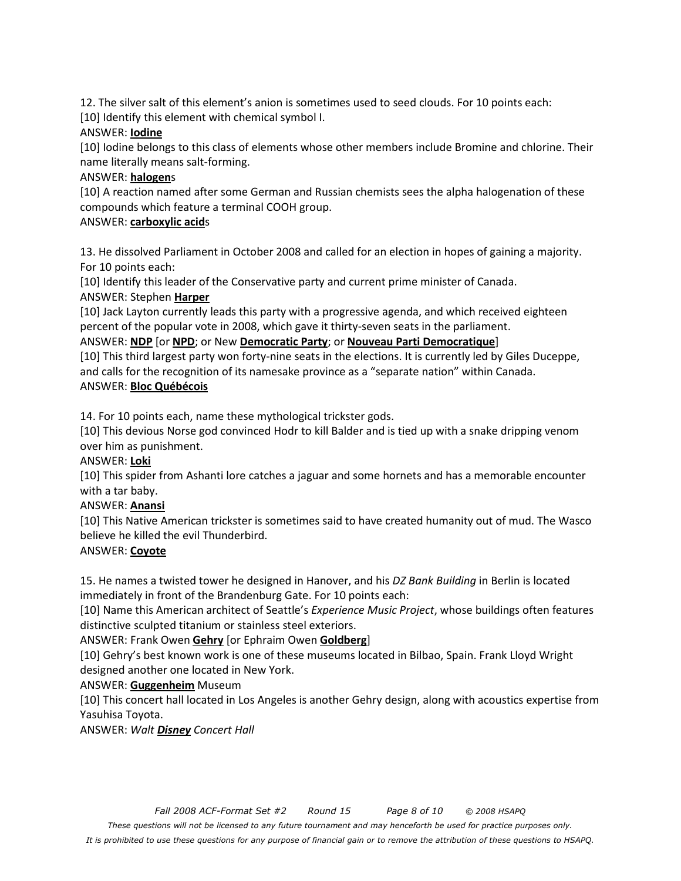12. The silver salt of this element's anion is sometimes used to seed clouds. For 10 points each:

[10] Identify this element with chemical symbol I.

ANSWER: **Iodine**

[10] Iodine belongs to this class of elements whose other members include Bromine and chlorine. Their name literally means salt-forming.

ANSWER: **halogen**s

[10] A reaction named after some German and Russian chemists sees the alpha halogenation of these compounds which feature a terminal COOH group.

ANSWER: **carboxylic acid**s

13. He dissolved Parliament in October 2008 and called for an election in hopes of gaining a majority. For 10 points each:

[10] Identify this leader of the Conservative party and current prime minister of Canada.

ANSWER: Stephen **Harper**

[10] Jack Layton currently leads this party with a progressive agenda, and which received eighteen percent of the popular vote in 2008, which gave it thirty-seven seats in the parliament.

ANSWER: **NDP** [or **NPD**; or New **Democratic Party**; or **Nouveau Parti Democratique**]

[10] This third largest party won forty-nine seats in the elections. It is currently led by Giles Duceppe, and calls for the recognition of its namesake province as a "separate nation" within Canada.

ANSWER: **Bloc Québécois**

14. For 10 points each, name these mythological trickster gods.

[10] This devious Norse god convinced Hodr to kill Balder and is tied up with a snake dripping venom over him as punishment.

ANSWER: **Loki**

[10] This spider from Ashanti lore catches a jaguar and some hornets and has a memorable encounter with a tar baby.

ANSWER: **Anansi**

[10] This Native American trickster is sometimes said to have created humanity out of mud. The Wasco believe he killed the evil Thunderbird.

ANSWER: **Coyote**

15. He names a twisted tower he designed in Hanover, and his *DZ Bank Building* in Berlin is located immediately in front of the Brandenburg Gate. For 10 points each:

[10] Name this American architect of Seattle's *Experience Music Project*, whose buildings often features distinctive sculpted titanium or stainless steel exteriors.

ANSWER: Frank Owen **Gehry** [or Ephraim Owen **Goldberg**]

[10] Gehry's best known work is one of these museums located in Bilbao, Spain. Frank Lloyd Wright designed another one located in New York.

ANSWER: **Guggenheim** Museum

[10] This concert hall located in Los Angeles is another Gehry design, along with acoustics expertise from Yasuhisa Toyota.

ANSWER: *Walt **Disney** Concert Hall*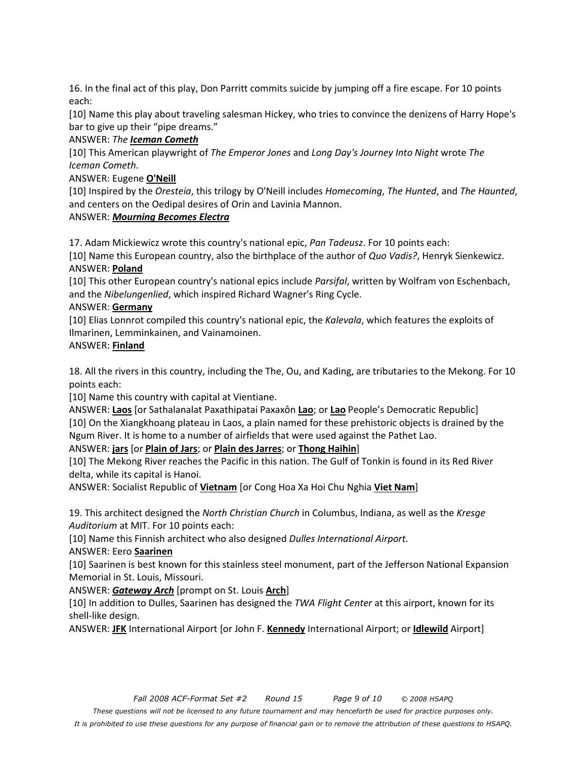16. In the final act of this play, Don Parritt commits suicide by jumping off a fire escape. For 10 points each:

[10] Name this play about traveling salesman Hickey, who tries to convince the denizens of Harry Hope's bar to give up their "pipe dreams."

ANSWER: *The* ***Iceman Cometh***

[10] This American playwright of *The Emperor Jones* and *Long Day's Journey Into Night* wrote *The Iceman Cometh*.

ANSWER: Eugene **O'Neill**

[10] Inspired by the *Oresteia*, this trilogy by O'Neill includes *Homecoming*, *The Hunted*, and *The Haunted*, and centers on the Oedipal desires of Orin and Lavinia Mannon.

ANSWER: ***Mourning Becomes Electra***

17. Adam Mickiewicz wrote this country's national epic, *Pan Tadeusz*. For 10 points each:

[10] Name this European country, also the birthplace of the author of *Quo Vadis?*, Henryk Sienkewicz.

ANSWER: **Poland**

[10] This other European country's national epics include *Parsifal*, written by Wolfram von Eschenbach, and the *Nibelungenlied*, which inspired Richard Wagner's Ring Cycle.

ANSWER: **Germany**

[10] Elias Lonnrot compiled this country's national epic, the *Kalevala*, which features the exploits of Ilmarinen, Lemminkainen, and Vainamoinen.

ANSWER: **Finland**

18. All the rivers in this country, including the The, Ou, and Kading, are tributaries to the Mekong. For 10 points each:

[10] Name this country with capital at Vientiane.

ANSWER: **Laos** [or Sathalanalat Paxathipatai Paxaxôn **Lao**; or **Lao** People's Democratic Republic]

[10] On the Xiangkhoang plateau in Laos, a plain named for these prehistoric objects is drained by the Ngum River. It is home to a number of airfields that were used against the Pathet Lao.

ANSWER: **jars** [or **Plain of Jars**; or **Plain des Jarres**; or **Thong Haihin**]

[10] The Mekong River reaches the Pacific in this nation. The Gulf of Tonkin is found in its Red River delta, while its capital is Hanoi.

ANSWER: Socialist Republic of **Vietnam** [or Cong Hoa Xa Hoi Chu Nghia **Viet Nam**]

19. This architect designed the *North Christian Church* in Columbus, Indiana, as well as the *Kresge Auditorium* at MIT. For 10 points each:

[10] Name this Finnish architect who also designed *Dulles International Airport*.

ANSWER: Eero **Saarinen**

[10] Saarinen is best known for this stainless steel monument, part of the Jefferson National Expansion Memorial in St. Louis, Missouri.

ANSWER: ***Gateway Arch*** [prompt on St. Louis **Arch**]

[10] In addition to Dulles, Saarinen has designed the *TWA Flight Center* at this airport, known for its shell-like design.

ANSWER: **JFK** International Airport [or John F. **Kennedy** International Airport; or **Idlewild** Airport]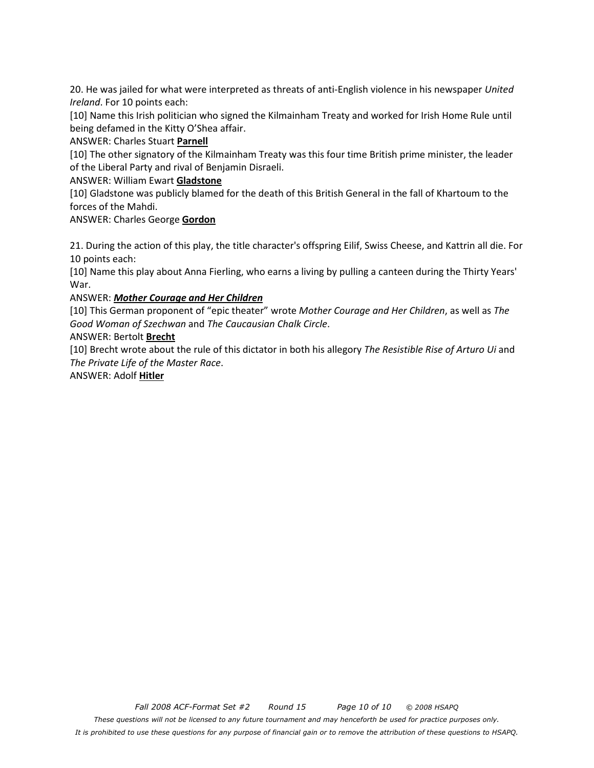20. He was jailed for what were interpreted as threats of anti-English violence in his newspaper *United Ireland*. For 10 points each:

[10] Name this Irish politician who signed the Kilmainham Treaty and worked for Irish Home Rule until being defamed in the Kitty O'Shea affair.

ANSWER: Charles Stuart **Parnell**

[10] The other signatory of the Kilmainham Treaty was this four time British prime minister, the leader of the Liberal Party and rival of Benjamin Disraeli.

ANSWER: William Ewart **Gladstone**

[10] Gladstone was publicly blamed for the death of this British General in the fall of Khartoum to the forces of the Mahdi.

ANSWER: Charles George **Gordon**

21. During the action of this play, the title character's offspring Eilif, Swiss Cheese, and Kattrin all die. For 10 points each:

[10] Name this play about Anna Fierling, who earns a living by pulling a canteen during the Thirty Years' War.

ANSWER: ***Mother Courage and Her Children***

[10] This German proponent of "epic theater" wrote *Mother Courage and Her Children*, as well as *The Good Woman of Szechwan* and *The Caucausian Chalk Circle*.

ANSWER: Bertolt **Brecht**

[10] Brecht wrote about the rule of this dictator in both his allegory *The Resistible Rise of Arturo Ui* and *The Private Life of the Master Race*.

ANSWER: Adolf **Hitler**

*These questions will not be licensed to any future tournament and may henceforth be used for practice purposes only.*
*It is prohibited to use these questions for any purpose of financial gain or to remove the attribution of these questions to HSAPQ.*